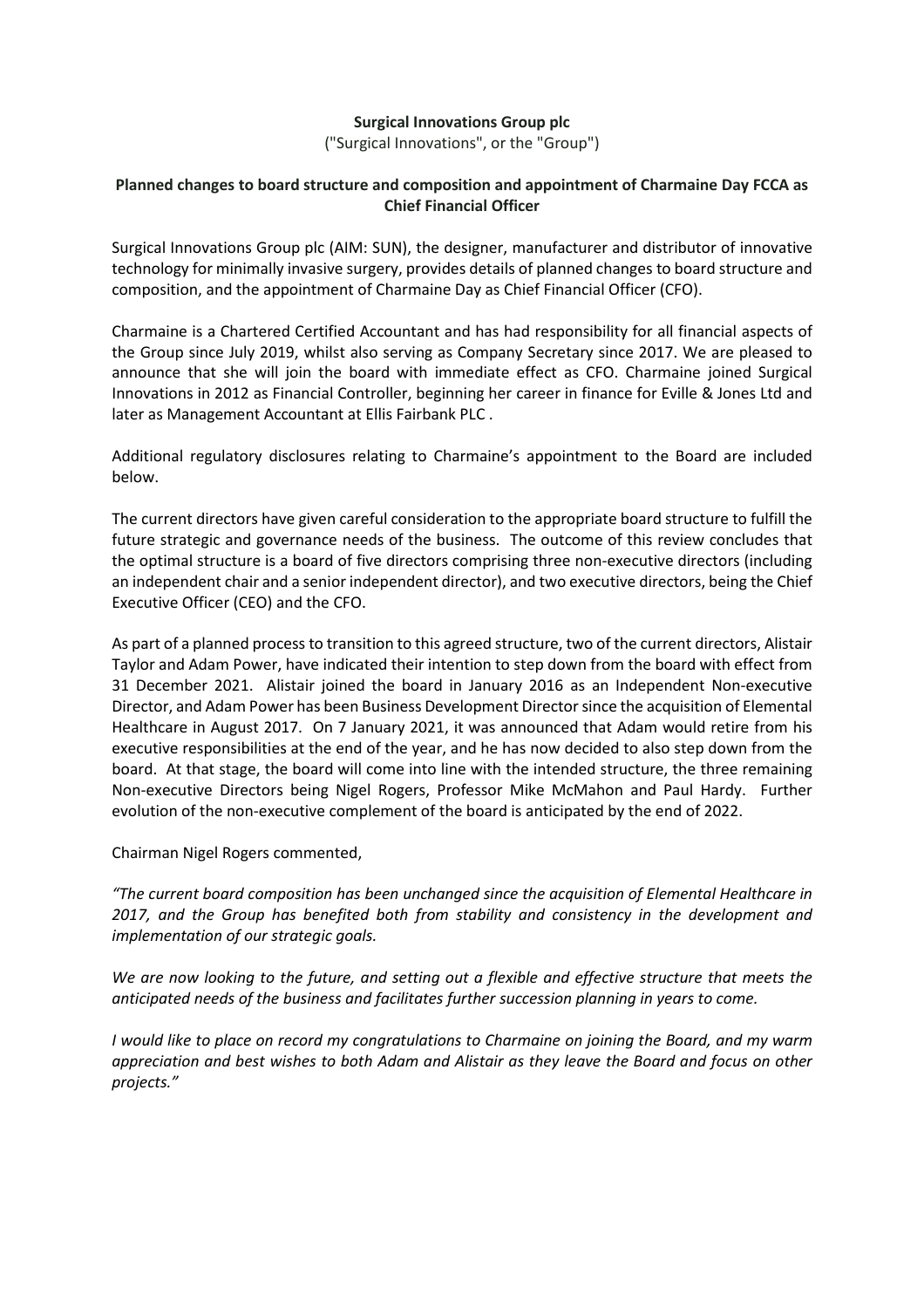**Surgical Innovations Group plc**

("Surgical Innovations", or the "Group")

**Planned changes to board structure and composition and appointment of Charmaine Day FCCA as Chief Financial Officer**

Surgical Innovations Group plc (AIM: SUN), the designer, manufacturer and distributor of innovative technology for minimally invasive surgery, provides details of planned changes to board structure and composition, and the appointment of Charmaine Day as Chief Financial Officer (CFO).

Charmaine is a Chartered Certified Accountant and has had responsibility for all financial aspects of the Group since July 2019, whilst also serving as Company Secretary since 2017. We are pleased to announce that she will join the board with immediate effect as CFO. Charmaine joined Surgical Innovations in 2012 as Financial Controller, beginning her career in finance for Eville & Jones Ltd and later as Management Accountant at Ellis Fairbank PLC .

Additional regulatory disclosures relating to Charmaine's appointment to the Board are included below.

The current directors have given careful consideration to the appropriate board structure to fulfill the future strategic and governance needs of the business. The outcome of this review concludes that the optimal structure is a board of five directors comprising three non-executive directors (including an independent chair and a senior independent director), and two executive directors, being the Chief Executive Officer (CEO) and the CFO.

As part of a planned process to transition to this agreed structure, two of the current directors, Alistair Taylor and Adam Power, have indicated their intention to step down from the board with effect from 31 December 2021. Alistair joined the board in January 2016 as an Independent Non-executive Director, and Adam Power has been Business Development Director since the acquisition of Elemental Healthcare in August 2017. On 7 January 2021, it was announced that Adam would retire from his executive responsibilities at the end of the year, and he has now decided to also step down from the board. At that stage, the board will come into line with the intended structure, the three remaining Non-executive Directors being Nigel Rogers, Professor Mike McMahon and Paul Hardy. Further evolution of the non-executive complement of the board is anticipated by the end of 2022.

Chairman Nigel Rogers commented,

*"The current board composition has been unchanged since the acquisition of Elemental Healthcare in 2017, and the Group has benefited both from stability and consistency in the development and implementation of our strategic goals.*

*We are now looking to the future, and setting out a flexible and effective structure that meets the anticipated needs of the business and facilitates further succession planning in years to come.*

*I would like to place on record my congratulations to Charmaine on joining the Board, and my warm appreciation and best wishes to both Adam and Alistair as they leave the Board and focus on other projects."*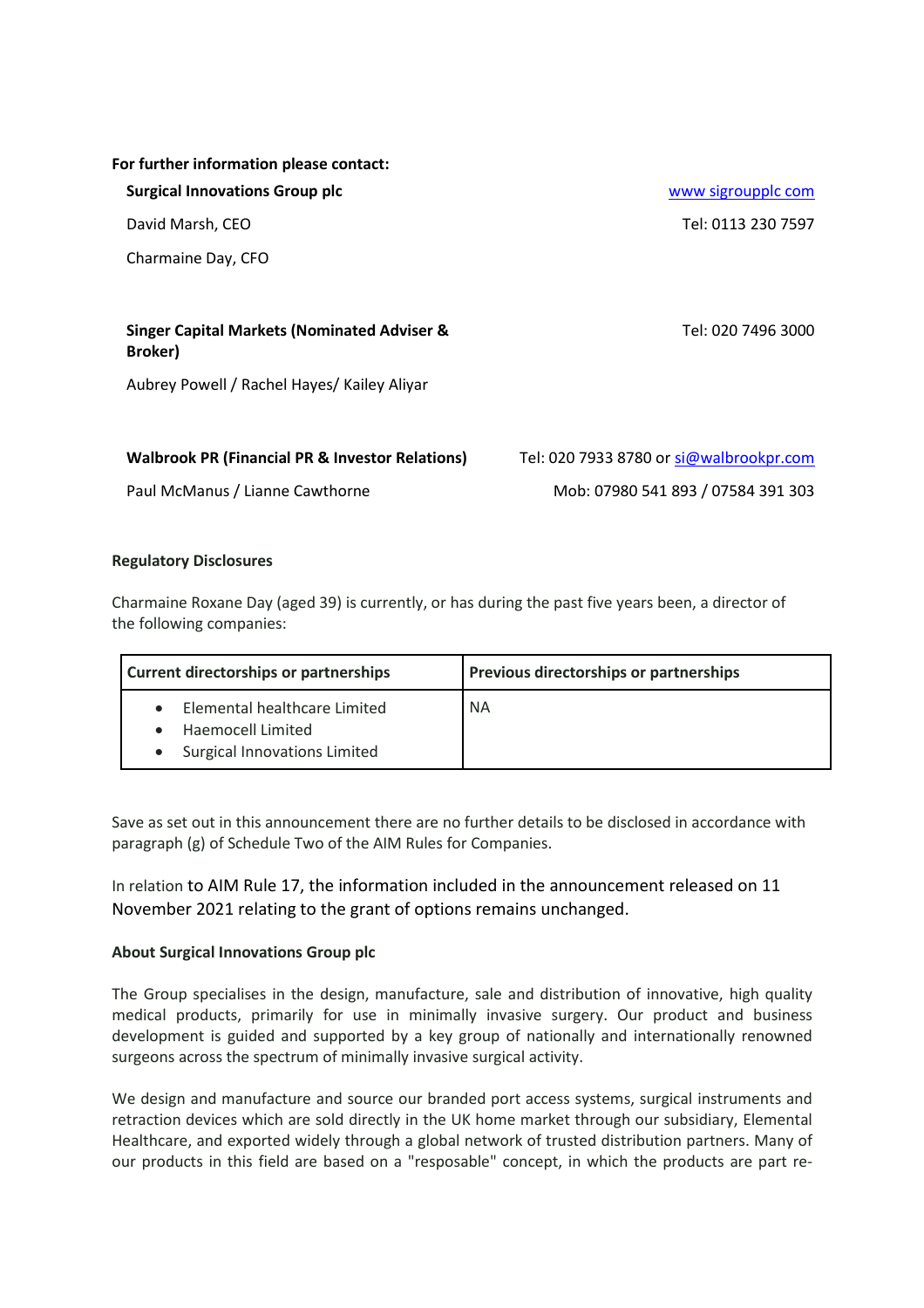**For further information please contact:**

**Surgical Innovations Group plc** — www sigroupplc com

David Marsh, CEO — Tel: 0113 230 7597

Charmaine Day, CFO

**Singer Capital Markets (Nominated Adviser & Broker)** — Tel: 020 7496 3000

Aubrey Powell / Rachel Hayes/ Kailey Aliyar

**Walbrook PR (Financial PR & Investor Relations)** — Tel: 020 7933 8780 or si@walbrookpr.com

Paul McManus / Lianne Cawthorne — Mob: 07980 541 893 / 07584 391 303

**Regulatory Disclosures**

Charmaine Roxane Day (aged 39) is currently, or has during the past five years been, a director of the following companies:

| Current directorships or partnerships | Previous directorships or partnerships |
|---|---|
| • Elemental healthcare Limited<br>• Haemocell Limited<br>• Surgical Innovations Limited | NA |

Save as set out in this announcement there are no further details to be disclosed in accordance with paragraph (g) of Schedule Two of the AIM Rules for Companies.

In relation to AIM Rule 17, the information included in the announcement released on 11 November 2021 relating to the grant of options remains unchanged.

**About Surgical Innovations Group plc**

The Group specialises in the design, manufacture, sale and distribution of innovative, high quality medical products, primarily for use in minimally invasive surgery. Our product and business development is guided and supported by a key group of nationally and internationally renowned surgeons across the spectrum of minimally invasive surgical activity.

We design and manufacture and source our branded port access systems, surgical instruments and retraction devices which are sold directly in the UK home market through our subsidiary, Elemental Healthcare, and exported widely through a global network of trusted distribution partners. Many of our products in this field are based on a "resposable" concept, in which the products are part re-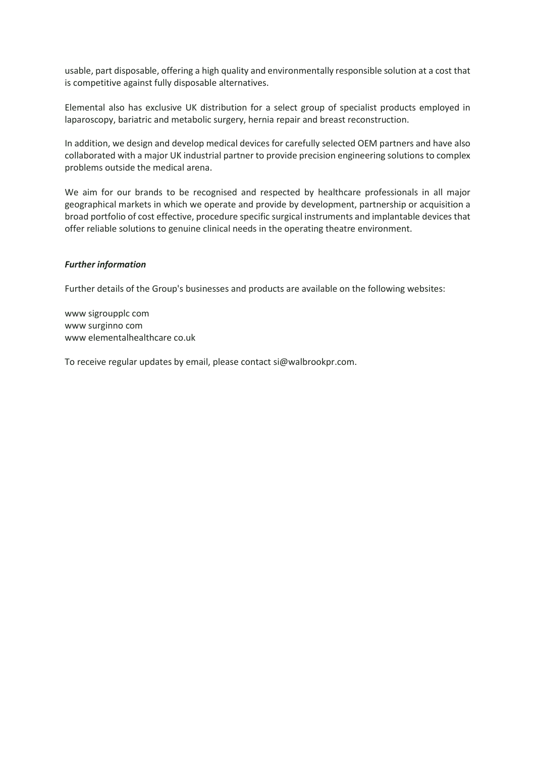usable, part disposable, offering a high quality and environmentally responsible solution at a cost that is competitive against fully disposable alternatives.

Elemental also has exclusive UK distribution for a select group of specialist products employed in laparoscopy, bariatric and metabolic surgery, hernia repair and breast reconstruction.

In addition, we design and develop medical devices for carefully selected OEM partners and have also collaborated with a major UK industrial partner to provide precision engineering solutions to complex problems outside the medical arena.

We aim for our brands to be recognised and respected by healthcare professionals in all major geographical markets in which we operate and provide by development, partnership or acquisition a broad portfolio of cost effective, procedure specific surgical instruments and implantable devices that offer reliable solutions to genuine clinical needs in the operating theatre environment.

***Further information***

Further details of the Group's businesses and products are available on the following websites:

www sigroupplc com
www surginno com
www elementalhealthcare co.uk

To receive regular updates by email, please contact si@walbrookpr.com.